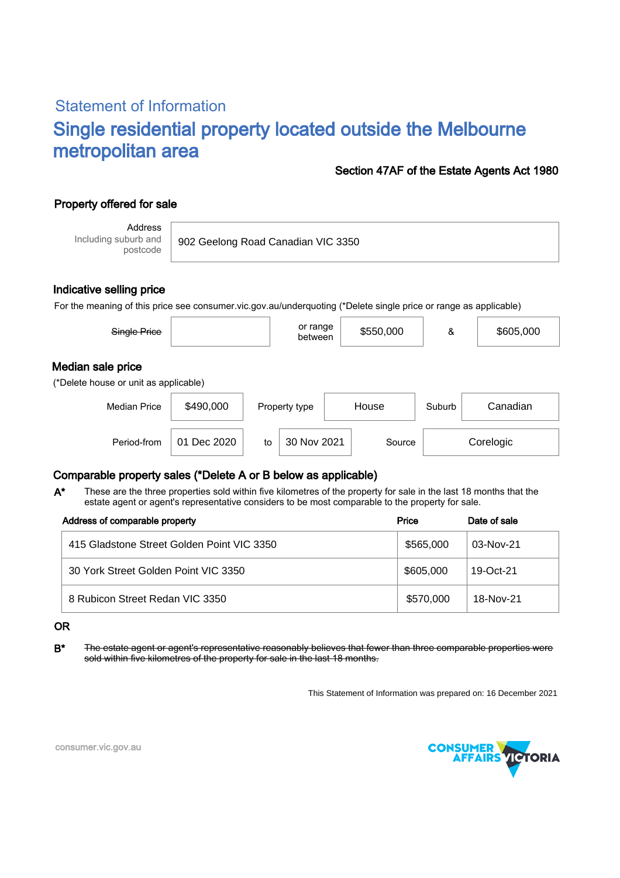## Statement of Information

# Single residential property located outside the Melbourne metropolitan area

**Section 47AF of the Estate Agents Act 1980**

### Property offered for sale

| Address Including suburb and postcode | 902 Geelong Road Canadian VIC 3350 |
|---|---|

### Indicative selling price

For the meaning of this price see consumer.vic.gov.au/underquoting (*Delete single price or range as applicable)

| ~~Single Price~~ | | or range between | $550,000 | & | $605,000 |
|---|---|---|---|---|---|

### Median sale price

(*Delete house or unit as applicable)

| Median Price | $490,000 | Property type | House | Suburb | Canadian |
|---|---|---|---|---|---|
| Period-from | 01 Dec 2020 | to | 30 Nov 2021 | Source | Corelogic |

### Comparable property sales (*Delete A or B below as applicable)

**A*** These are the three properties sold within five kilometres of the property for sale in the last 18 months that the estate agent or agent's representative considers to be most comparable to the property for sale.

| Address of comparable property | Price | Date of sale |
|---|---|---|
| 415 Gladstone Street Golden Point VIC 3350 | $565,000 | 03-Nov-21 |
| 30 York Street Golden Point VIC 3350 | $605,000 | 19-Oct-21 |
| 8 Rubicon Street Redan VIC 3350 | $570,000 | 18-Nov-21 |

OR

**B*** ~~The estate agent or agent's representative reasonably believes that fewer than three comparable properties were sold within five kilometres of the property for sale in the last 18 months.~~

This Statement of Information was prepared on: 16 December 2021

consumer.vic.gov.au

CONSUMER AFFAIRS VICTORIA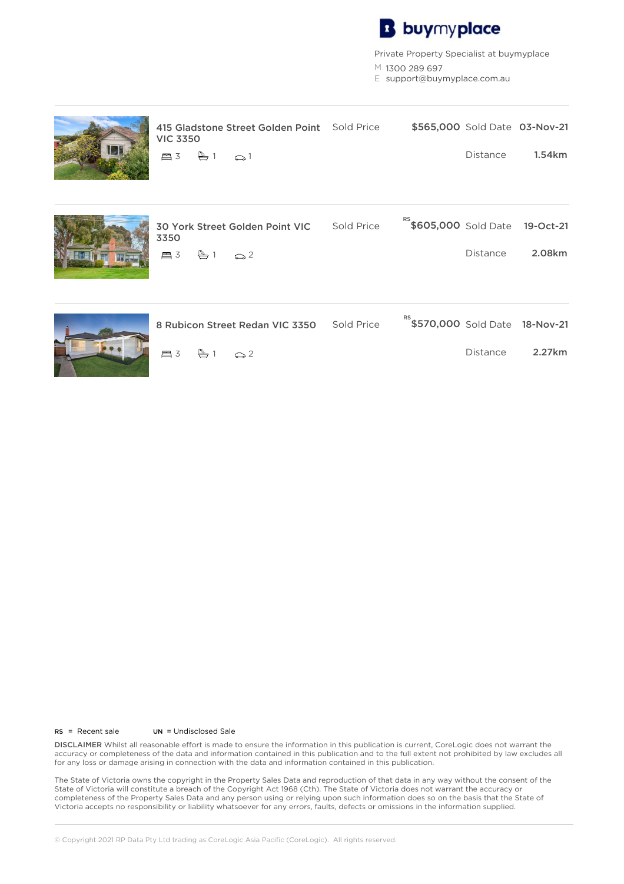**buymyplace**

Private Property Specialist at buymyplace

M 1300 289 697

E support@buymyplace.com.au

| | | | | |
|---|---|---|---|---|
| 415 Gladstone Street Golden Point VIC 3350 | Sold Price | $565,000 | Sold Date | 03-Nov-21 |
| 3 bed, 1 bath, 1 car | | | Distance | 1.54km |
| 30 York Street Golden Point VIC 3350 | Sold Price | RS $605,000 | Sold Date | 19-Oct-21 |
| 3 bed, 1 bath, 2 car | | | Distance | 2.08km |
| 8 Rubicon Street Redan VIC 3350 | Sold Price | RS $570,000 | Sold Date | 18-Nov-21 |
| 3 bed, 1 bath, 2 car | | | Distance | 2.27km |

**RS** = Recent sale **UN** = Undisclosed Sale

**DISCLAIMER** Whilst all reasonable effort is made to ensure the information in this publication is current, CoreLogic does not warrant the accuracy or completeness of the data and information contained in this publication and to the full extent not prohibited by law excludes all for any loss or damage arising in connection with the data and information contained in this publication.

The State of Victoria owns the copyright in the Property Sales Data and reproduction of that data in any way without the consent of the State of Victoria will constitute a breach of the Copyright Act 1968 (Cth). The State of Victoria does not warrant the accuracy or completeness of the Property Sales Data and any person using or relying upon such information does so on the basis that the State of Victoria accepts no responsibility or liability whatsoever for any errors, faults, defects or omissions in the information supplied.

© Copyright 2021 RP Data Pty Ltd trading as CoreLogic Asia Pacific (CoreLogic). All rights reserved.